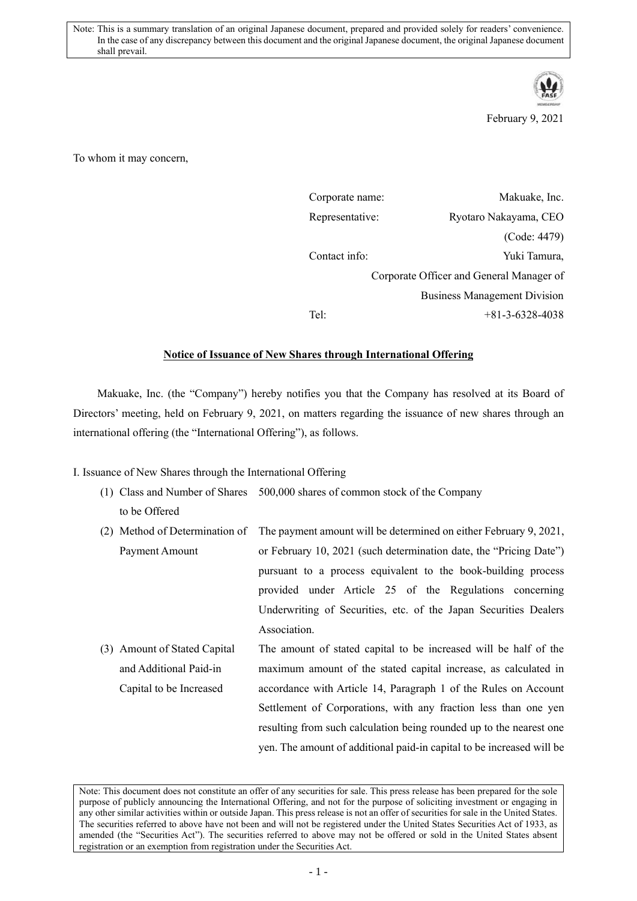Note: This is a summary translation of an original Japanese document, prepared and provided solely for readers' convenience. In the case of any discrepancy between this document and the original Japanese document, the original Japanese document shall prevail.

February 9, 2021

To whom it may concern,

Corporate name: Makuake, Inc.
Representative: Ryotaro Nakayama, CEO
(Code: 4479)
Contact info: Yuki Tamura,
Corporate Officer and General Manager of Business Management Division
Tel: +81-3-6328-4038

**Notice of Issuance of New Shares through International Offering**

Makuake, Inc. (the "Company") hereby notifies you that the Company has resolved at its Board of Directors' meeting, held on February 9, 2021, on matters regarding the issuance of new shares through an international offering (the "International Offering"), as follows.

I. Issuance of New Shares through the International Offering

(1) Class and Number of Shares to be Offered: 500,000 shares of common stock of the Company

(2) Method of Determination of Payment Amount: The payment amount will be determined on either February 9, 2021, or February 10, 2021 (such determination date, the "Pricing Date") pursuant to a process equivalent to the book-building process provided under Article 25 of the Regulations concerning Underwriting of Securities, etc. of the Japan Securities Dealers Association.

(3) Amount of Stated Capital and Additional Paid-in Capital to be Increased: The amount of stated capital to be increased will be half of the maximum amount of the stated capital increase, as calculated in accordance with Article 14, Paragraph 1 of the Rules on Account Settlement of Corporations, with any fraction less than one yen resulting from such calculation being rounded up to the nearest one yen. The amount of additional paid-in capital to be increased will be

Note: This document does not constitute an offer of any securities for sale. This press release has been prepared for the sole purpose of publicly announcing the International Offering, and not for the purpose of soliciting investment or engaging in any other similar activities within or outside Japan. This press release is not an offer of securities for sale in the United States. The securities referred to above have not been and will not be registered under the United States Securities Act of 1933, as amended (the "Securities Act"). The securities referred to above may not be offered or sold in the United States absent registration or an exemption from registration under the Securities Act.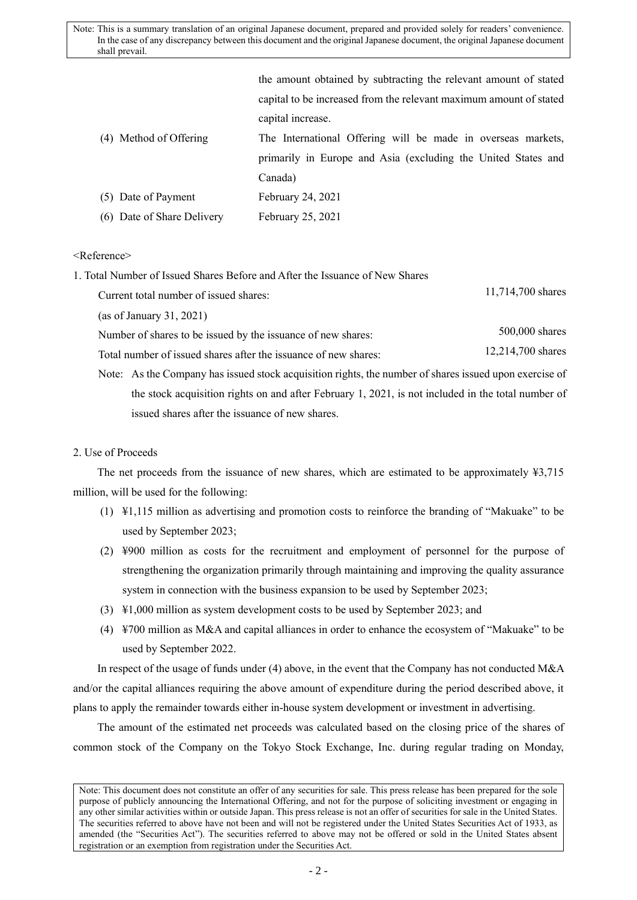Note: This is a summary translation of an original Japanese document, prepared and provided solely for readers' convenience. In the case of any discrepancy between this document and the original Japanese document, the original Japanese document shall prevail.

| | |
|---|---|
| | the amount obtained by subtracting the relevant amount of stated capital to be increased from the relevant maximum amount of stated capital increase. |
| (4) Method of Offering | The International Offering will be made in overseas markets, primarily in Europe and Asia (excluding the United States and Canada) |
| (5) Date of Payment | February 24, 2021 |
| (6) Date of Share Delivery | February 25, 2021 |

<Reference>

1. Total Number of Issued Shares Before and After the Issuance of New Shares

| | |
|---|---|
| Current total number of issued shares: (as of January 31, 2021) | 11,714,700 shares |
| Number of shares to be issued by the issuance of new shares: | 500,000 shares |
| Total number of issued shares after the issuance of new shares: | 12,214,700 shares |

Note: As the Company has issued stock acquisition rights, the number of shares issued upon exercise of the stock acquisition rights on and after February 1, 2021, is not included in the total number of issued shares after the issuance of new shares.

2. Use of Proceeds

The net proceeds from the issuance of new shares, which are estimated to be approximately ¥3,715 million, will be used for the following:

(1) ¥1,115 million as advertising and promotion costs to reinforce the branding of "Makuake" to be used by September 2023;

(2) ¥900 million as costs for the recruitment and employment of personnel for the purpose of strengthening the organization primarily through maintaining and improving the quality assurance system in connection with the business expansion to be used by September 2023;

(3) ¥1,000 million as system development costs to be used by September 2023; and

(4) ¥700 million as M&A and capital alliances in order to enhance the ecosystem of "Makuake" to be used by September 2022.

In respect of the usage of funds under (4) above, in the event that the Company has not conducted M&A and/or the capital alliances requiring the above amount of expenditure during the period described above, it plans to apply the remainder towards either in-house system development or investment in advertising.

The amount of the estimated net proceeds was calculated based on the closing price of the shares of common stock of the Company on the Tokyo Stock Exchange, Inc. during regular trading on Monday,

Note: This document does not constitute an offer of any securities for sale. This press release has been prepared for the sole purpose of publicly announcing the International Offering, and not for the purpose of soliciting investment or engaging in any other similar activities within or outside Japan. This press release is not an offer of securities for sale in the United States. The securities referred to above have not been and will not be registered under the United States Securities Act of 1933, as amended (the "Securities Act"). The securities referred to above may not be offered or sold in the United States absent registration or an exemption from registration under the Securities Act.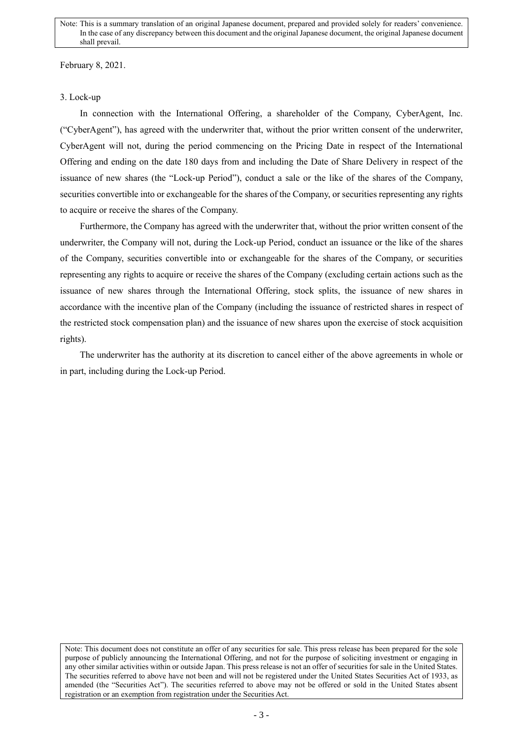Note: This is a summary translation of an original Japanese document, prepared and provided solely for readers' convenience. In the case of any discrepancy between this document and the original Japanese document, the original Japanese document shall prevail.

February 8, 2021.

3. Lock-up

In connection with the International Offering, a shareholder of the Company, CyberAgent, Inc. ("CyberAgent"), has agreed with the underwriter that, without the prior written consent of the underwriter, CyberAgent will not, during the period commencing on the Pricing Date in respect of the International Offering and ending on the date 180 days from and including the Date of Share Delivery in respect of the issuance of new shares (the "Lock-up Period"), conduct a sale or the like of the shares of the Company, securities convertible into or exchangeable for the shares of the Company, or securities representing any rights to acquire or receive the shares of the Company.

Furthermore, the Company has agreed with the underwriter that, without the prior written consent of the underwriter, the Company will not, during the Lock-up Period, conduct an issuance or the like of the shares of the Company, securities convertible into or exchangeable for the shares of the Company, or securities representing any rights to acquire or receive the shares of the Company (excluding certain actions such as the issuance of new shares through the International Offering, stock splits, the issuance of new shares in accordance with the incentive plan of the Company (including the issuance of restricted shares in respect of the restricted stock compensation plan) and the issuance of new shares upon the exercise of stock acquisition rights).

The underwriter has the authority at its discretion to cancel either of the above agreements in whole or in part, including during the Lock-up Period.

Note: This document does not constitute an offer of any securities for sale. This press release has been prepared for the sole purpose of publicly announcing the International Offering, and not for the purpose of soliciting investment or engaging in any other similar activities within or outside Japan. This press release is not an offer of securities for sale in the United States. The securities referred to above have not been and will not be registered under the United States Securities Act of 1933, as amended (the "Securities Act"). The securities referred to above may not be offered or sold in the United States absent registration or an exemption from registration under the Securities Act.